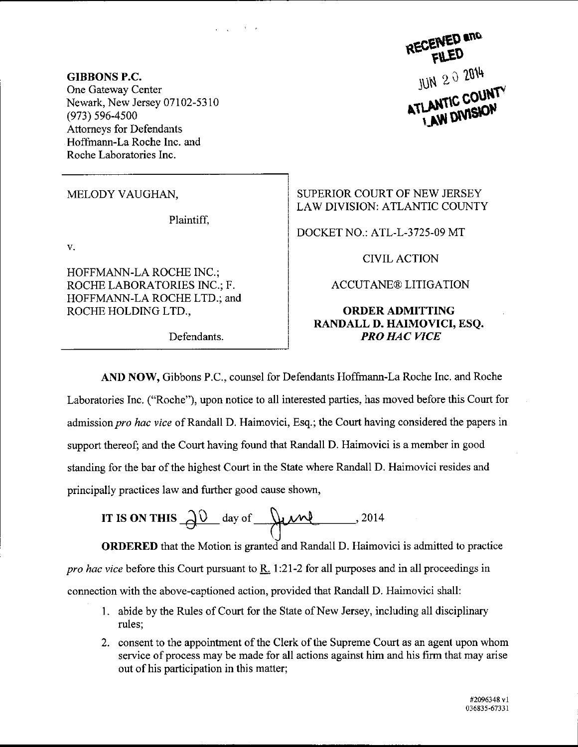RECEIVED and FILED
JUN 20 2014
ATLANTIC COUNTY LAW DIVISION

**GIBBONS P.C.**
One Gateway Center
Newark, New Jersey 07102-5310
(973) 596-4500
Attorneys for Defendants
Hoffmann-La Roche Inc. and
Roche Laboratories Inc.

| | |
|---|---|
| MELODY VAUGHAN,<br><br>Plaintiff,<br><br>v.<br><br>HOFFMANN-LA ROCHE INC.; ROCHE LABORATORIES INC.; F. HOFFMANN-LA ROCHE LTD.; and ROCHE HOLDING LTD.,<br><br>Defendants. | SUPERIOR COURT OF NEW JERSEY<br>LAW DIVISION: ATLANTIC COUNTY<br><br>DOCKET NO.: ATL-L-3725-09 MT<br><br>CIVIL ACTION<br><br>ACCUTANE® LITIGATION<br><br>**ORDER ADMITTING RANDALL D. HAIMOVICI, ESQ. *PRO HAC VICE*** |

**AND NOW,** Gibbons P.C., counsel for Defendants Hoffmann-La Roche Inc. and Roche Laboratories Inc. ("Roche"), upon notice to all interested parties, has moved before this Court for admission *pro hac vice* of Randall D. Haimovici, Esq.; the Court having considered the papers in support thereof; and the Court having found that Randall D. Haimovici is a member in good standing for the bar of the highest Court in the State where Randall D. Haimovici resides and principally practices law and further good cause shown,

**IT IS ON THIS** 20 day of June, 2014

**ORDERED** that the Motion is granted and Randall D. Haimovici is admitted to practice *pro hac vice* before this Court pursuant to R. 1:21-2 for all purposes and in all proceedings in connection with the above-captioned action, provided that Randall D. Haimovici shall:

1. abide by the Rules of Court for the State of New Jersey, including all disciplinary rules;
2. consent to the appointment of the Clerk of the Supreme Court as an agent upon whom service of process may be made for all actions against him and his firm that may arise out of his participation in this matter;

#2096348 v1
036835-67331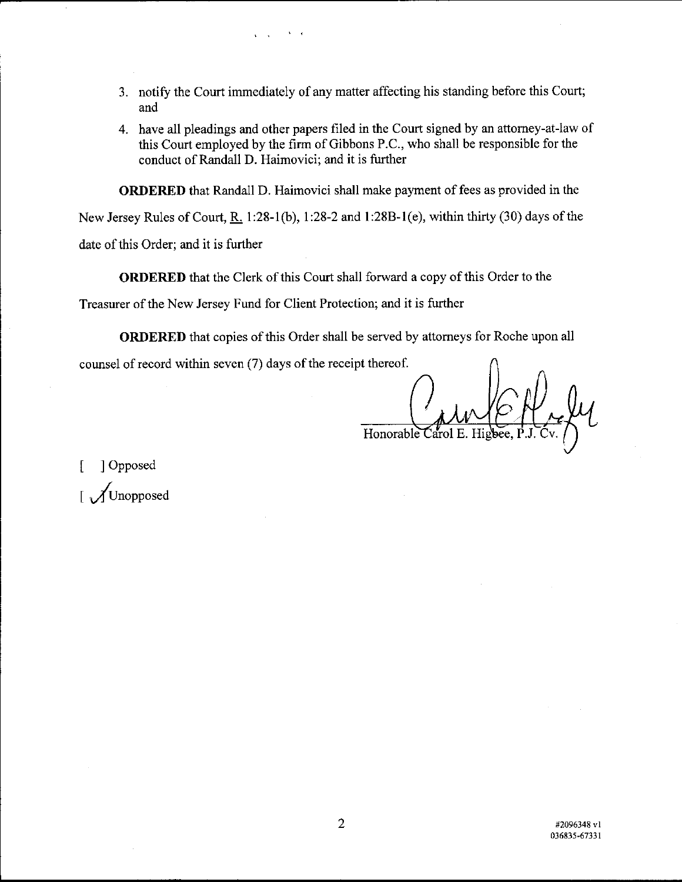3. notify the Court immediately of any matter affecting his standing before this Court; and

4. have all pleadings and other papers filed in the Court signed by an attorney-at-law of this Court employed by the firm of Gibbons P.C., who shall be responsible for the conduct of Randall D. Haimovici; and it is further

**ORDERED** that Randall D. Haimovici shall make payment of fees as provided in the New Jersey Rules of Court, R. 1:28-1(b), 1:28-2 and 1:28B-1(e), within thirty (30) days of the date of this Order; and it is further

**ORDERED** that the Clerk of this Court shall forward a copy of this Order to the Treasurer of the New Jersey Fund for Client Protection; and it is further

**ORDERED** that copies of this Order shall be served by attorneys for Roche upon all counsel of record within seven (7) days of the receipt thereof.

Honorable Carol E. Higbee, P.J. Cv.

[ ] Opposed

[ ✓ ] Unopposed

#2096348 v1
036835-67331